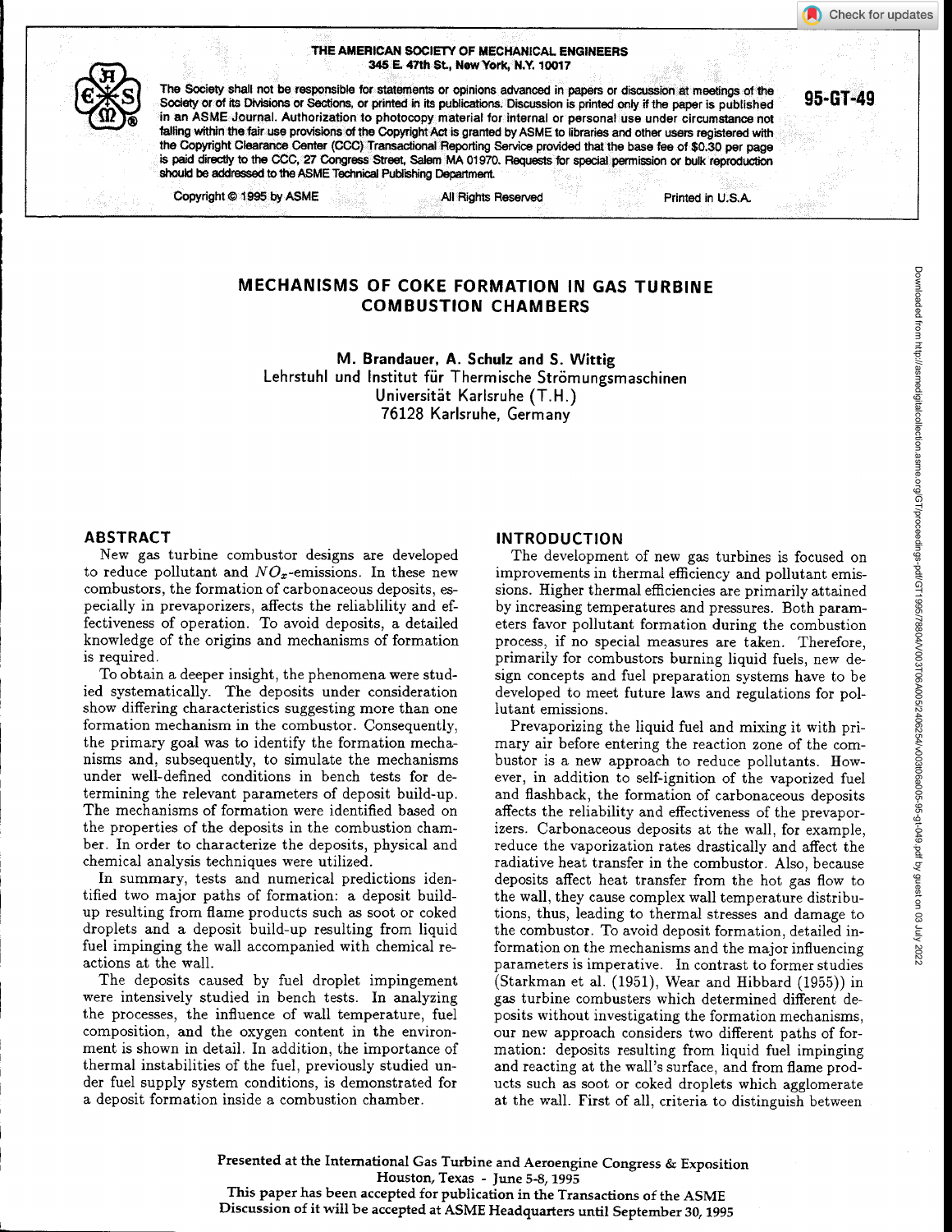THE AMERICAN SOCIETY OF MECHANICAL ENGINEERS
345 E. 47th St., New York, N.Y. 10017

The Society shall not be responsible for statements or opinions advanced in papers or discussion at meetings of the Society or of its Divisions or Sections, or printed in its publications. Discussion is printed only if the paper is published in an ASME Journal. Authorization to photocopy material for internal or personal use under circumstance not falling within the fair use provisions of the Copyright Act is granted by ASME to libraries and other users registered with the Copyright Clearance Center (CCC) Transactional Reporting Service provided that the base fee of $0.30 per page is paid directly to the CCC, 27 Congress Street, Salem MA 01970. Requests for special permission or bulk reproduction should be addressed to the ASME Technical Publishing Department.

Copyright © 1995 by ASME All Rights Reserved Printed in U.S.A.

95-GT-49

# MECHANISMS OF COKE FORMATION IN GAS TURBINE COMBUSTION CHAMBERS

**M. Brandauer, A. Schulz and S. Wittig**
Lehrstuhl und Institut für Thermische Strömungsmaschinen
Universität Karlsruhe (T.H.)
76128 Karlsruhe, Germany

## ABSTRACT

New gas turbine combustor designs are developed to reduce pollutant and $NO_x$-emissions. In these new combustors, the formation of carbonaceous deposits, especially in prevaporizers, affects the reliablility and effectiveness of operation. To avoid deposits, a detailed knowledge of the origins and mechanisms of formation is required.

To obtain a deeper insight, the phenomena were studied systematically. The deposits under consideration show differing characteristics suggesting more than one formation mechanism in the combustor. Consequently, the primary goal was to identify the formation mechanisms and, subsequently, to simulate the mechanisms under well-defined conditions in bench tests for determining the relevant parameters of deposit build-up. The mechanisms of formation were identified based on the properties of the deposits in the combustion chamber. In order to characterize the deposits, physical and chemical analysis techniques were utilized.

In summary, tests and numerical predictions identified two major paths of formation: a deposit build-up resulting from flame products such as soot or coked droplets and a deposit build-up resulting from liquid fuel impinging the wall accompanied with chemical reactions at the wall.

The deposits caused by fuel droplet impingement were intensively studied in bench tests. In analyzing the processes, the influence of wall temperature, fuel composition, and the oxygen content in the environment is shown in detail. In addition, the importance of thermal instabilities of the fuel, previously studied under fuel supply system conditions, is demonstrated for a deposit formation inside a combustion chamber.

## INTRODUCTION

The development of new gas turbines is focused on improvements in thermal efficiency and pollutant emissions. Higher thermal efficiencies are primarily attained by increasing temperatures and pressures. Both parameters favor pollutant formation during the combustion process, if no special measures are taken. Therefore, primarily for combustors burning liquid fuels, new design concepts and fuel preparation systems have to be developed to meet future laws and regulations for pollutant emissions.

Prevaporizing the liquid fuel and mixing it with primary air before entering the reaction zone of the combustor is a new approach to reduce pollutants. However, in addition to self-ignition of the vaporized fuel and flashback, the formation of carbonaceous deposits affects the reliability and effectiveness of the prevaporizers. Carbonaceous deposits at the wall, for example, reduce the vaporization rates drastically and affect the radiative heat transfer in the combustor. Also, because deposits affect heat transfer from the hot gas flow to the wall, they cause complex wall temperature distributions, thus, leading to thermal stresses and damage to the combustor. To avoid deposit formation, detailed information on the mechanisms and the major influencing parameters is imperative. In contrast to former studies (Starkman et al. (1951), Wear and Hibbard (1955)) in gas turbine combusters which determined different deposits without investigating the formation mechanisms, our new approach considers two different paths of formation: deposits resulting from liquid fuel impinging and reacting at the wall's surface, and from flame products such as soot or coked droplets which agglomerate at the wall. First of all, criteria to distinguish between

Presented at the International Gas Turbine and Aeroengine Congress & Exposition
Houston, Texas - June 5-8, 1995
This paper has been accepted for publication in the Transactions of the ASME
Discussion of it will be accepted at ASME Headquarters until September 30, 1995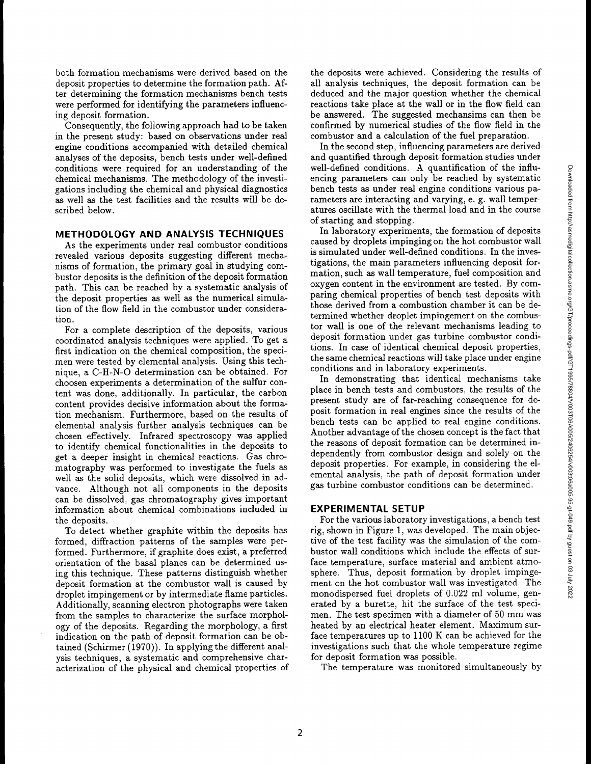both formation mechanisms were derived based on the deposit properties to determine the formation path. After determining the formation mechanisms bench tests were performed for identifying the parameters influencing deposit formation.

Consequently, the following approach had to be taken in the present study: based on observations under real engine conditions accompanied with detailed chemical analyses of the deposits, bench tests under well-defined conditions were required for an understanding of the chemical mechanisms. The methodology of the investigations including the chemical and physical diagnostics as well as the test facilities and the results will be described below.

## METHODOLOGY AND ANALYSIS TECHNIQUES

As the experiments under real combustor conditions revealed various deposits suggesting different mechanisms of formation, the primary goal in studying combustor deposits is the definition of the deposit formation path. This can be reached by a systematic analysis of the deposit properties as well as the numerical simulation of the flow field in the combustor under consideration.

For a complete description of the deposits, various coordinated analysis techniques were applied. To get a first indication on the chemical composition, the specimen were tested by elemental analysis. Using this technique, a C-H-N-O determination can be obtained. For choosen experiments a determination of the sulfur content was done, additionally. In particular, the carbon content provides decisive information about the formation mechanism. Furthermore, based on the results of elemental analysis further analysis techniques can be chosen effectively. Infrared spectroscopy was applied to identify chemical functionalities in the deposits to get a deeper insight in chemical reactions. Gas chromatography was performed to investigate the fuels as well as the solid deposits, which were dissolved in advance. Although not all components in the deposits can be dissolved, gas chromatography gives important information about chemical combinations included in the deposits.

To detect whether graphite within the deposits has formed, diffraction patterns of the samples were performed. Furthermore, if graphite does exist, a preferred orientation of the basal planes can be determined using this technique. These patterns distinguish whether deposit formation at the combustor wall is caused by droplet impingement or by intermediate flame particles. Additionally, scanning electron photographs were taken from the samples to characterize the surface morphology of the deposits. Regarding the morphology, a first indication on the path of deposit formation can be obtained (Schirmer (1970)). In applying the different analysis techniques, a systematic and comprehensive characterization of the physical and chemical properties of the deposits were achieved. Considering the results of all analysis techniques, the deposit formation can be deduced and the major question whether the chemical reactions take place at the wall or in the flow field can be answered. The suggested mechansims can then be confirmed by numerical studies of the flow field in the combustor and a calculation of the fuel preparation.

In the second step, influencing parameters are derived and quantified through deposit formation studies under well-defined conditions. A quantification of the influencing parameters can only be reached by systematic bench tests as under real engine conditions various parameters are interacting and varying, e. g. wall temperatures oscillate with the thermal load and in the course of starting and stopping.

In laboratory experiments, the formation of deposits caused by droplets impinging on the hot combustor wall is simulated under well-defined conditions. In the investigations, the main parameters influencing deposit formation, such as wall temperature, fuel composition and oxygen content in the environment are tested. By comparing chemical properties of bench test deposits with those derived from a combustion chamber it can be determined whether droplet impingement on the combustor wall is one of the relevant mechanisms leading to deposit formation under gas turbine combustor conditions. In case of identical chemical deposit properties, the same chemical reactions will take place under engine conditions and in laboratory experiments.

In demonstrating that identical mechanisms take place in bench tests and combustors, the results of the present study are of far-reaching consequence for deposit formation in real engines since the results of the bench tests can be applied to real engine conditions. Another advantage of the chosen concept is the fact that the reasons of deposit formation can be determined independently from combustor design and solely on the deposit properties. For example, in considering the elemental analysis, the path of deposit formation under gas turbine combustor conditions can be determined.

## EXPERIMENTAL SETUP

For the various laboratory investigations, a bench test rig, shown in Figure 1, was developed. The main objective of the test facility was the simulation of the combustor wall conditions which include the effects of surface temperature, surface material and ambient atmosphere. Thus, deposit formation by droplet impingement on the hot combustor wall was investigated. The monodispersed fuel droplets of 0.022 ml volume, generated by a burette, hit the surface of the test specimen. The test specimen with a diameter of 50 mm was heated by an electrical heater element. Maximum surface temperatures up to 1100 K can be achieved for the investigations such that the whole temperature regime for deposit formation was possible.

The temperature was monitored simultaneously by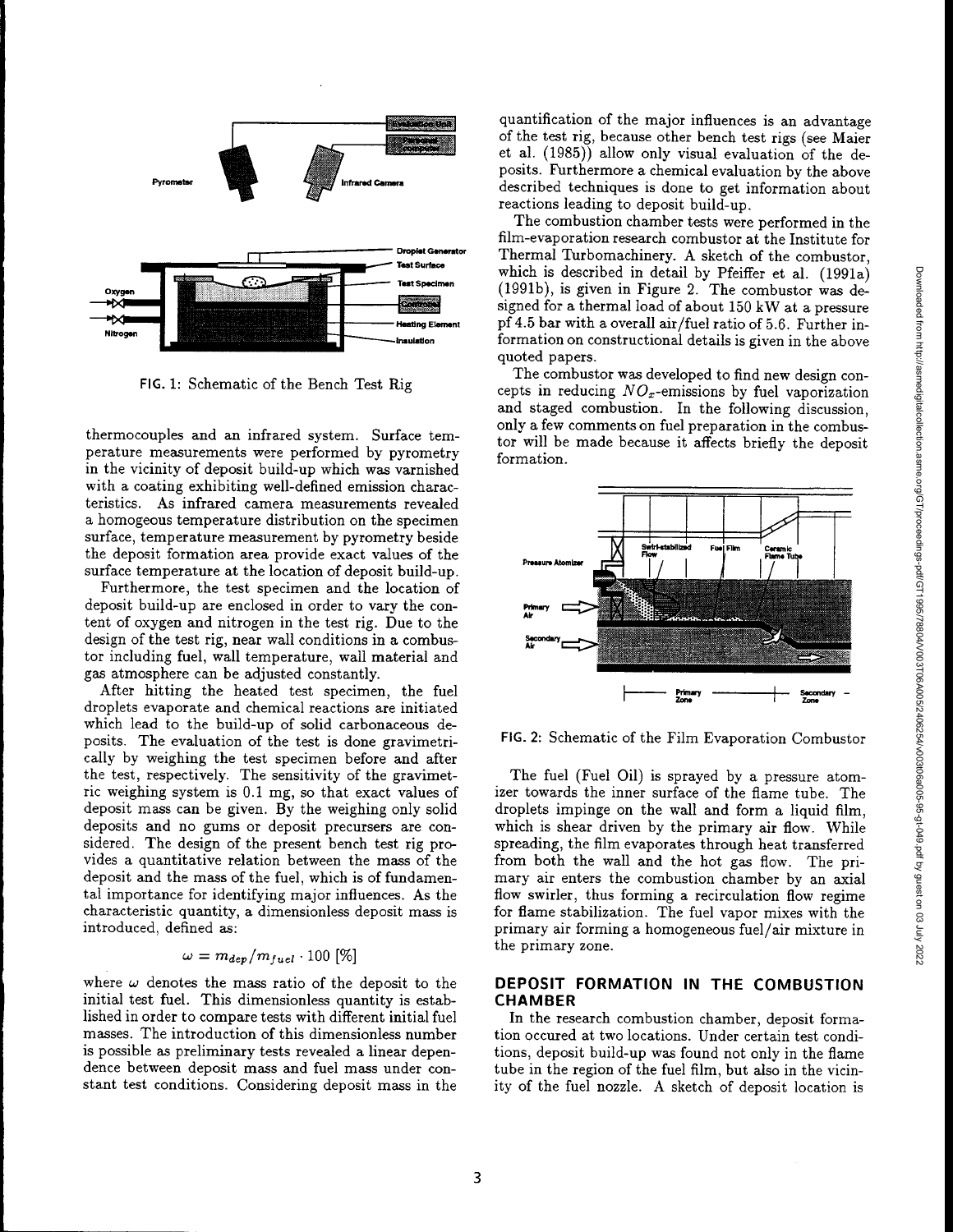FIG. 1: Schematic of the Bench Test Rig

thermocouples and an infrared system. Surface temperature measurements were performed by pyrometry in the vicinity of deposit build-up which was varnished with a coating exhibiting well-defined emission characteristics. As infrared camera measurements revealed a homogeous temperature distribution on the specimen surface, temperature measurement by pyrometry beside the deposit formation area provide exact values of the surface temperature at the location of deposit build-up.

Furthermore, the test specimen and the location of deposit build-up are enclosed in order to vary the content of oxygen and nitrogen in the test rig. Due to the design of the test rig, near wall conditions in a combustor including fuel, wall temperature, wall material and gas atmosphere can be adjusted constantly.

After hitting the heated test specimen, the fuel droplets evaporate and chemical reactions are initiated which lead to the build-up of solid carbonaceous deposits. The evaluation of the test is done gravimetrically by weighing the test specimen before and after the test, respectively. The sensitivity of the gravimetric weighing system is 0.1 mg, so that exact values of deposit mass can be given. By the weighing only solid deposits and no gums or deposit precursers are considered. The design of the present bench test rig provides a quantitative relation between the mass of the deposit and the mass of the fuel, which is of fundamental importance for identifying major influences. As the characteristic quantity, a dimensionless deposit mass is introduced, defined as:

$$\omega = m_{dep}/m_{fuel} \cdot 100 \; [\%]$$

where $\omega$ denotes the mass ratio of the deposit to the initial test fuel. This dimensionless quantity is established in order to compare tests with different initial fuel masses. The introduction of this dimensionless number is possible as preliminary tests revealed a linear dependence between deposit mass and fuel mass under constant test conditions. Considering deposit mass in the quantification of the major influences is an advantage of the test rig, because other bench test rigs (see Maier et al. (1985)) allow only visual evaluation of the deposits. Furthermore a chemical evaluation by the above described techniques is done to get information about reactions leading to deposit build-up.

The combustion chamber tests were performed in the film-evaporation research combustor at the Institute for Thermal Turbomachinery. A sketch of the combustor, which is described in detail by Pfeiffer et al. (1991a) (1991b), is given in Figure 2. The combustor was designed for a thermal load of about 150 kW at a pressure pf 4.5 bar with a overall air/fuel ratio of 5.6. Further information on constructional details is given in the above quoted papers.

The combustor was developed to find new design concepts in reducing $NO_x$-emissions by fuel vaporization and staged combustion. In the following discussion, only a few comments on fuel preparation in the combustor will be made because it affects briefly the deposit formation.

FIG. 2: Schematic of the Film Evaporation Combustor

The fuel (Fuel Oil) is sprayed by a pressure atomizer towards the inner surface of the flame tube. The droplets impinge on the wall and form a liquid film, which is shear driven by the primary air flow. While spreading, the film evaporates through heat transferred from both the wall and the hot gas flow. The primary air enters the combustion chamber by an axial flow swirler, thus forming a recirculation flow regime for flame stabilization. The fuel vapor mixes with the primary air forming a homogeneous fuel/air mixture in the primary zone.

## DEPOSIT FORMATION IN THE COMBUSTION CHAMBER

In the research combustion chamber, deposit formation occured at two locations. Under certain test conditions, deposit build-up was found not only in the flame tube in the region of the fuel film, but also in the vicinity of the fuel nozzle. A sketch of deposit location is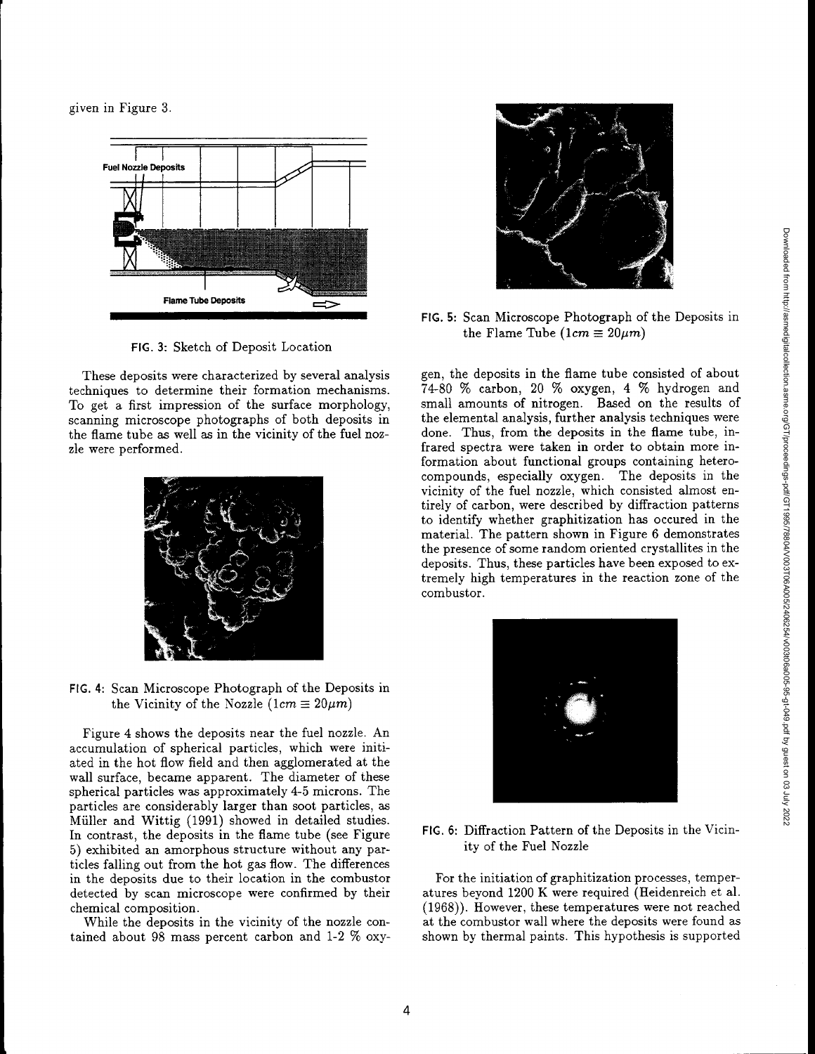given in Figure 3.

Fuel Nozzle Deposits

Flame Tube Deposits

FIG. 3: Sketch of Deposit Location

These deposits were characterized by several analysis techniques to determine their formation mechanisms. To get a first impression of the surface morphology, scanning microscope photographs of both deposits in the flame tube as well as in the vicinity of the fuel nozzle were performed.

FIG. 4: Scan Microscope Photograph of the Deposits in the Vicinity of the Nozzle ($1cm \equiv 20\mu m$)

Figure 4 shows the deposits near the fuel nozzle. An accumulation of spherical particles, which were initiated in the hot flow field and then agglomerated at the wall surface, became apparent. The diameter of these spherical particles was approximately 4-5 microns. The particles are considerably larger than soot particles, as Müller and Wittig (1991) showed in detailed studies. In contrast, the deposits in the flame tube (see Figure 5) exhibited an amorphous structure without any particles falling out from the hot gas flow. The differences in the deposits due to their location in the combustor detected by scan microscope were confirmed by their chemical composition.

While the deposits in the vicinity of the nozzle contained about 98 mass percent carbon and 1-2 % oxygen, the deposits in the flame tube consisted of about 74-80 % carbon, 20 % oxygen, 4 % hydrogen and small amounts of nitrogen. Based on the results of the elemental analysis, further analysis techniques were done. Thus, from the deposits in the flame tube, infrared spectra were taken in order to obtain more information about functional groups containing hetero-compounds, especially oxygen. The deposits in the vicinity of the fuel nozzle, which consisted almost entirely of carbon, were described by diffraction patterns to identify whether graphitization has occured in the material. The pattern shown in Figure 6 demonstrates the presence of some random oriented crystallites in the deposits. Thus, these particles have been exposed to extremely high temperatures in the reaction zone of the combustor.

FIG. 5: Scan Microscope Photograph of the Deposits in the Flame Tube ($1cm \equiv 20\mu m$)

FIG. 6: Diffraction Pattern of the Deposits in the Vicinity of the Fuel Nozzle

For the initiation of graphitization processes, temperatures beyond 1200 K were required (Heidenreich et al. (1968)). However, these temperatures were not reached at the combustor wall where the deposits were found as shown by thermal paints. This hypothesis is supported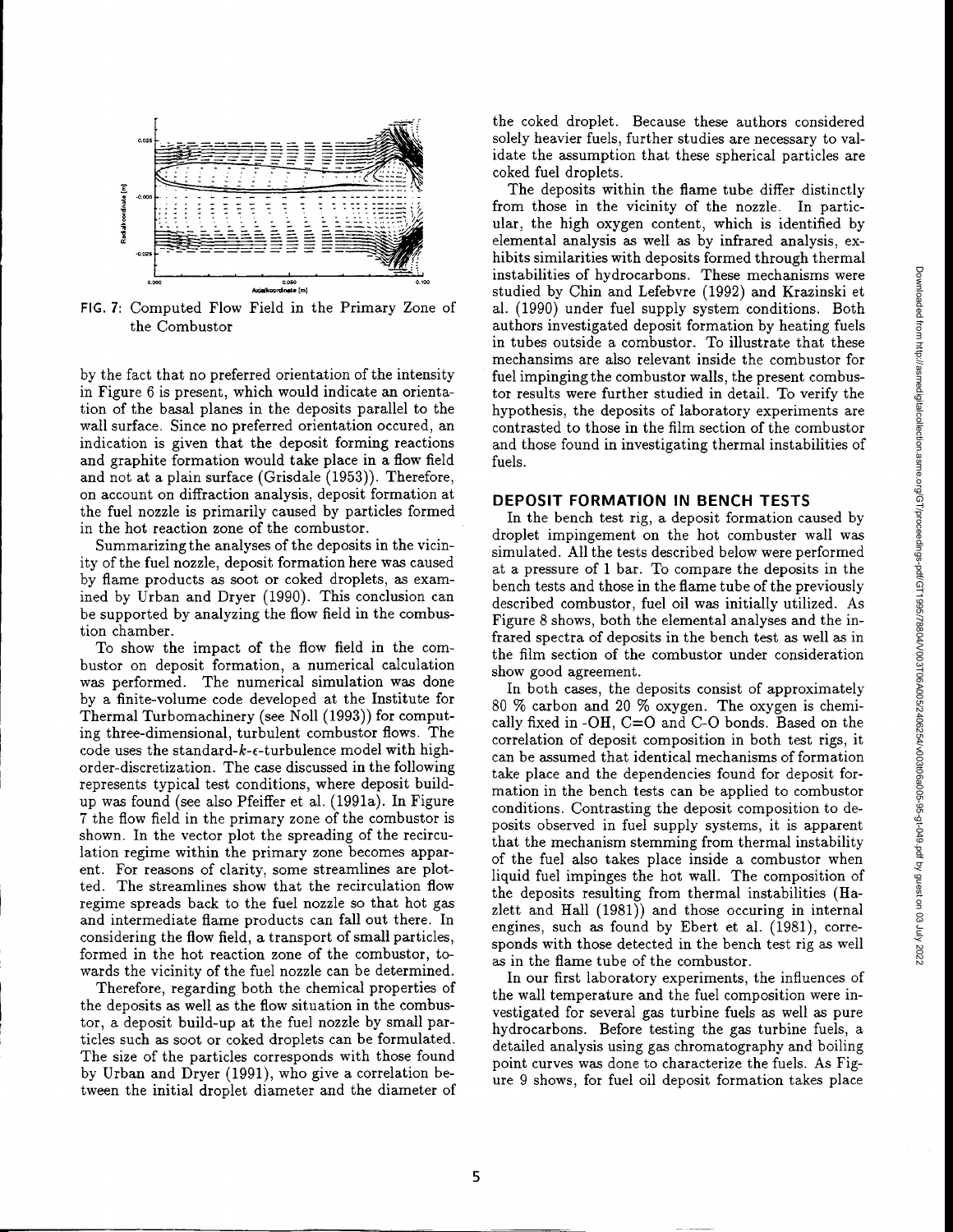0.025

-0.000

-0.025

Radialkoordinate [m]

0.000

0.050

0.100

Axialkoordinate [m]

FIG. 7: Computed Flow Field in the Primary Zone of the Combustor

by the fact that no preferred orientation of the intensity in Figure 6 is present, which would indicate an orientation of the basal planes in the deposits parallel to the wall surface. Since no preferred orientation occured, an indication is given that the deposit forming reactions and graphite formation would take place in a flow field and not at a plain surface (Grisdale (1953)). Therefore, on account on diffraction analysis, deposit formation at the fuel nozzle is primarily caused by particles formed in the hot reaction zone of the combustor.

Summarizing the analyses of the deposits in the vicinity of the fuel nozzle, deposit formation here was caused by flame products as soot or coked droplets, as examined by Urban and Dryer (1990). This conclusion can be supported by analyzing the flow field in the combustion chamber.

To show the impact of the flow field in the combustor on deposit formation, a numerical calculation was performed. The numerical simulation was done by a finite-volume code developed at the Institute for Thermal Turbomachinery (see Noll (1993)) for computing three-dimensional, turbulent combustor flows. The code uses the standard-$k$-$\epsilon$-turbulence model with high-order-discretization. The case discussed in the following represents typical test conditions, where deposit build-up was found (see also Pfeiffer et al. (1991a). In Figure 7 the flow field in the primary zone of the combustor is shown. In the vector plot the spreading of the recirculation regime within the primary zone becomes apparent. For reasons of clarity, some streamlines are plotted. The streamlines show that the recirculation flow regime spreads back to the fuel nozzle so that hot gas and intermediate flame products can fall out there. In considering the flow field, a transport of small particles, formed in the hot reaction zone of the combustor, towards the vicinity of the fuel nozzle can be determined.

Therefore, regarding both the chemical properties of the deposits as well as the flow situation in the combustor, a deposit build-up at the fuel nozzle by small particles such as soot or coked droplets can be formulated. The size of the particles corresponds with those found by Urban and Dryer (1991), who give a correlation between the initial droplet diameter and the diameter of the coked droplet. Because these authors considered solely heavier fuels, further studies are necessary to validate the assumption that these spherical particles are coked fuel droplets.

The deposits within the flame tube differ distinctly from those in the vicinity of the nozzle. In particular, the high oxygen content, which is identified by elemental analysis as well as by infrared analysis, exhibits similarities with deposits formed through thermal instabilities of hydrocarbons. These mechanisms were studied by Chin and Lefebvre (1992) and Krazinski et al. (1990) under fuel supply system conditions. Both authors investigated deposit formation by heating fuels in tubes outside a combustor. To illustrate that these mechansims are also relevant inside the combustor for fuel impinging the combustor walls, the present combustor results were further studied in detail. To verify the hypothesis, the deposits of laboratory experiments are contrasted to those in the film section of the combustor and those found in investigating thermal instabilities of fuels.

## DEPOSIT FORMATION IN BENCH TESTS

In the bench test rig, a deposit formation caused by droplet impingement on the hot combuster wall was simulated. All the tests described below were performed at a pressure of 1 bar. To compare the deposits in the bench tests and those in the flame tube of the previously described combustor, fuel oil was initially utilized. As Figure 8 shows, both the elemental analyses and the infrared spectra of deposits in the bench test as well as in the film section of the combustor under consideration show good agreement.

In both cases, the deposits consist of approximately 80 % carbon and 20 % oxygen. The oxygen is chemically fixed in -OH, C=O and C-O bonds. Based on the correlation of deposit composition in both test rigs, it can be assumed that identical mechanisms of formation take place and the dependencies found for deposit formation in the bench tests can be applied to combustor conditions. Contrasting the deposit composition to deposits observed in fuel supply systems, it is apparent that the mechanism stemming from thermal instability of the fuel also takes place inside a combustor when liquid fuel impinges the hot wall. The composition of the deposits resulting from thermal instabilities (Hazlett and Hall (1981)) and those occuring in internal engines, such as found by Ebert et al. (1981), corresponds with those detected in the bench test rig as well as in the flame tube of the combustor.

In our first laboratory experiments, the influences of the wall temperature and the fuel composition were investigated for several gas turbine fuels as well as pure hydrocarbons. Before testing the gas turbine fuels, a detailed analysis using gas chromatography and boiling point curves was done to characterize the fuels. As Figure 9 shows, for fuel oil deposit formation takes place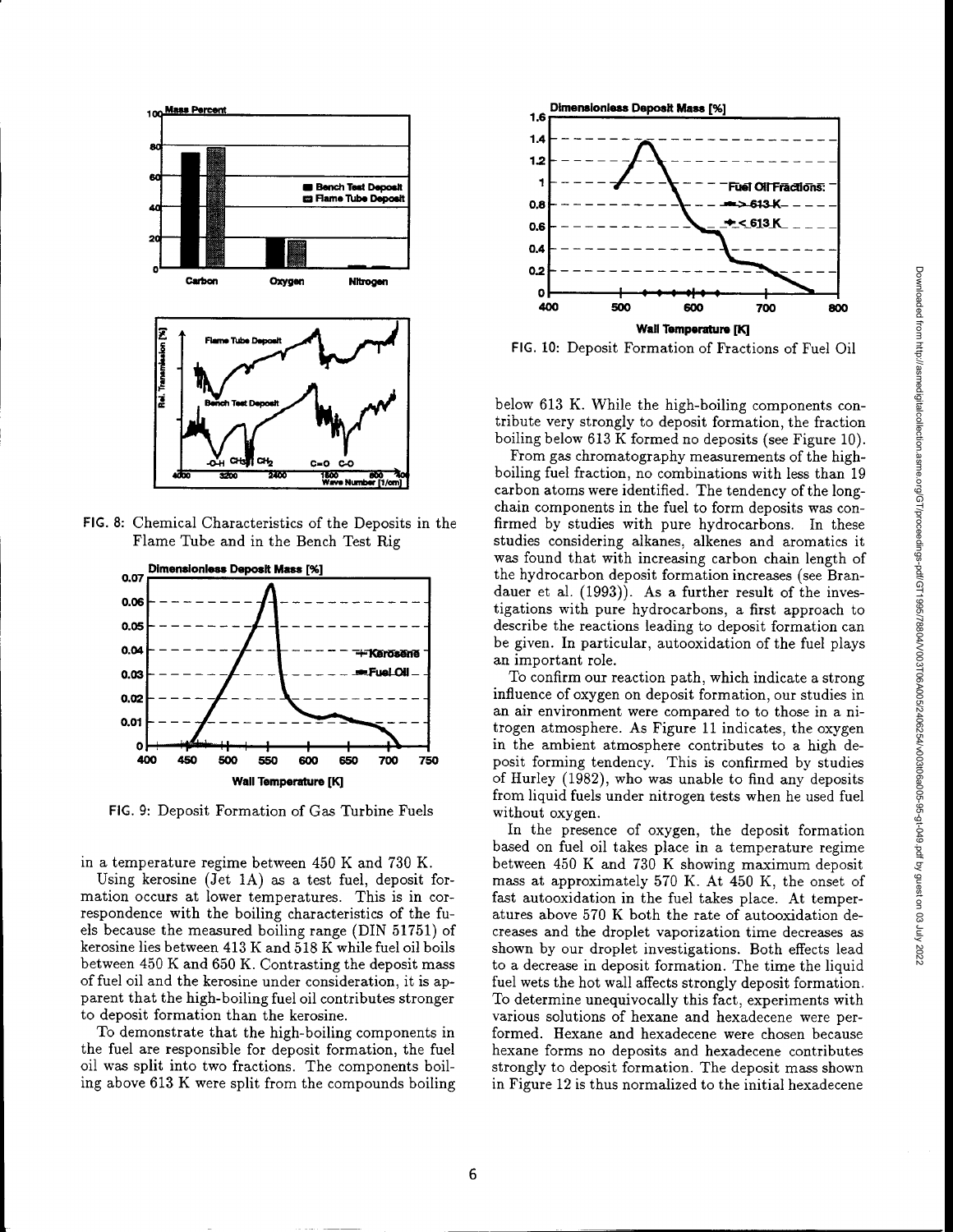FIG. 8: Chemical Characteristics of the Deposits in the Flame Tube and in the Bench Test Rig

FIG. 9: Deposit Formation of Gas Turbine Fuels

in a temperature regime between 450 K and 730 K.

Using kerosine (Jet 1A) as a test fuel, deposit formation occurs at lower temperatures. This is in correspondence with the boiling characteristics of the fuels because the measured boiling range (DIN 51751) of kerosine lies between 413 K and 518 K while fuel oil boils between 450 K and 650 K. Contrasting the deposit mass of fuel oil and the kerosine under consideration, it is apparent that the high-boiling fuel oil contributes stronger to deposit formation than the kerosine.

To demonstrate that the high-boiling components in the fuel are responsible for deposit formation, the fuel oil was split into two fractions. The components boiling above 613 K were split from the compounds boiling below 613 K. While the high-boiling components contribute very strongly to deposit formation, the fraction boiling below 613 K formed no deposits (see Figure 10).

FIG. 10: Deposit Formation of Fractions of Fuel Oil

From gas chromatography measurements of the high-boiling fuel fraction, no combinations with less than 19 carbon atoms were identified. The tendency of the long-chain components in the fuel to form deposits was confirmed by studies with pure hydrocarbons. In these studies considering alkanes, alkenes and aromatics it was found that with increasing carbon chain length of the hydrocarbon deposit formation increases (see Brandauer et al. (1993)). As a further result of the investigations with pure hydrocarbons, a first approach to describe the reactions leading to deposit formation can be given. In particular, autooxidation of the fuel plays an important role.

To confirm our reaction path, which indicate a strong influence of oxygen on deposit formation, our studies in an air environment were compared to to those in a nitrogen atmosphere. As Figure 11 indicates, the oxygen in the ambient atmosphere contributes to a high deposit forming tendency. This is confirmed by studies of Hurley (1982), who was unable to find any deposits from liquid fuels under nitrogen tests when he used fuel without oxygen.

In the presence of oxygen, the deposit formation based on fuel oil takes place in a temperature regime between 450 K and 730 K showing maximum deposit mass at approximately 570 K. At 450 K, the onset of fast autooxidation in the fuel takes place. At temperatures above 570 K both the rate of autooxidation decreases and the droplet vaporization time decreases as shown by our droplet investigations. Both effects lead to a decrease in deposit formation. The time the liquid fuel wets the hot wall affects strongly deposit formation. To determine unequivocally this fact, experiments with various solutions of hexane and hexadecene were performed. Hexane and hexadecene were chosen because hexane forms no deposits and hexadecene contributes strongly to deposit formation. The deposit mass shown in Figure 12 is thus normalized to the initial hexadecene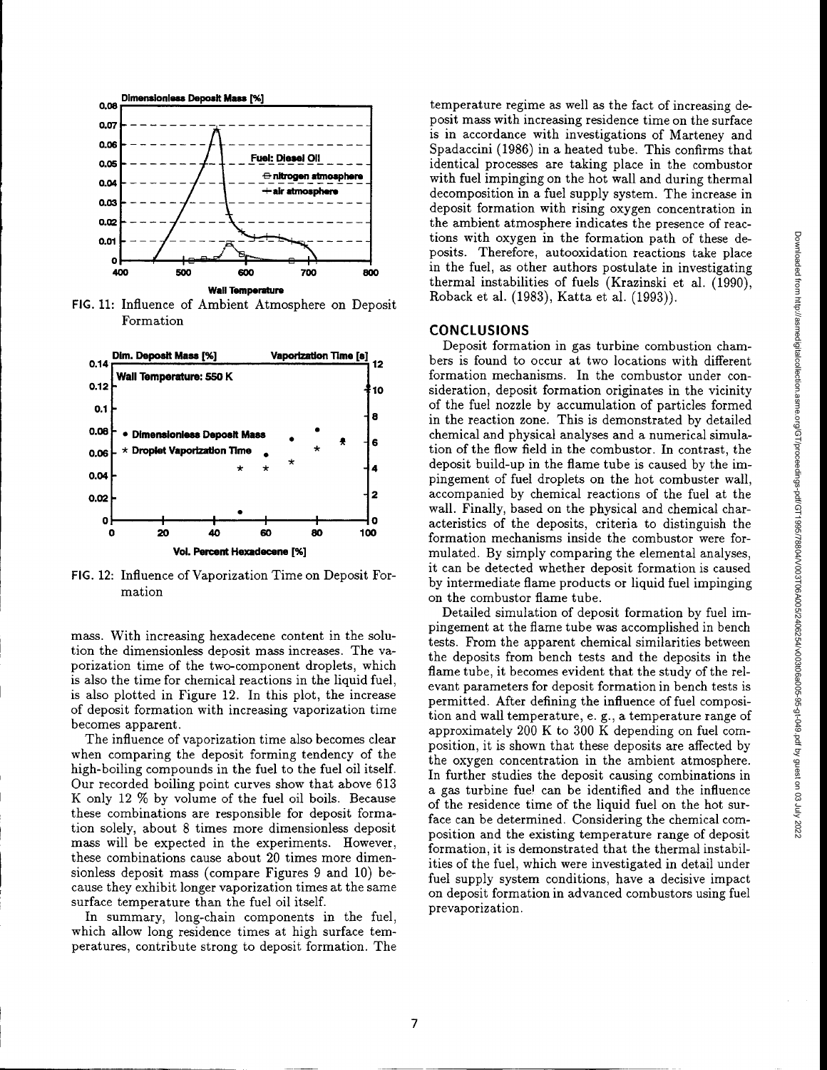Dimensionless Deposit Mass [%]

0.08

0.07

0.06

0.05

0.04

0.03

0.02

0.01

0

400

500

600

700

800

Fuel: Diesel Oil

nitrogen atmosphere

air atmosphere

Wall Temperature

FIG. 11: Influence of Ambient Atmosphere on Deposit Formation

Dim. Deposit Mass [%]

Vaporization Time [s]

Wall Temperature: 550 K

0.14

0.12

0.1

0.08

0.06

0.04

0.02

0

12

10

8

6

4

2

0

• Dimensionless Deposit Mass

★ Droplet Vaporization Time

0

20

40

60

80

100

Vol. Percent Hexadecene [%]

FIG. 12: Influence of Vaporization Time on Deposit Formation

mass. With increasing hexadecene content in the solution the dimensionless deposit mass increases. The vaporization time of the two-component droplets, which is also the time for chemical reactions in the liquid fuel, is also plotted in Figure 12. In this plot, the increase of deposit formation with increasing vaporization time becomes apparent.

The influence of vaporization time also becomes clear when comparing the deposit forming tendency of the high-boiling compounds in the fuel to the fuel oil itself. Our recorded boiling point curves show that above 613 K only 12 % by volume of the fuel oil boils. Because these combinations are responsible for deposit formation solely, about 8 times more dimensionless deposit mass will be expected in the experiments. However, these combinations cause about 20 times more dimensionless deposit mass (compare Figures 9 and 10) because they exhibit longer vaporization times at the same surface temperature than the fuel oil itself.

In summary, long-chain components in the fuel, which allow long residence times at high surface temperatures, contribute strong to deposit formation. The temperature regime as well as the fact of increasing deposit mass with increasing residence time on the surface is in accordance with investigations of Marteney and Spadaccini (1986) in a heated tube. This confirms that identical processes are taking place in the combustor with fuel impinging on the hot wall and during thermal decomposition in a fuel supply system. The increase in deposit formation with rising oxygen concentration in the ambient atmosphere indicates the presence of reactions with oxygen in the formation path of these deposits. Therefore, autooxidation reactions take place in the fuel, as other authors postulate in investigating thermal instabilities of fuels (Krazinski et al. (1990), Roback et al. (1983), Katta et al. (1993)).

## CONCLUSIONS

Deposit formation in gas turbine combustion chambers is found to occur at two locations with different formation mechanisms. In the combustor under consideration, deposit formation originates in the vicinity of the fuel nozzle by accumulation of particles formed in the reaction zone. This is demonstrated by detailed chemical and physical analyses and a numerical simulation of the flow field in the combustor. In contrast, the deposit build-up in the flame tube is caused by the impingement of fuel droplets on the hot combuster wall, accompanied by chemical reactions of the fuel at the wall. Finally, based on the physical and chemical characteristics of the deposits, criteria to distinguish the formation mechanisms inside the combustor were formulated. By simply comparing the elemental analyses, it can be detected whether deposit formation is caused by intermediate flame products or liquid fuel impinging on the combustor flame tube.

Detailed simulation of deposit formation by fuel impingement at the flame tube was accomplished in bench tests. From the apparent chemical similarities between the deposits from bench tests and the deposits in the flame tube, it becomes evident that the study of the relevant parameters for deposit formation in bench tests is permitted. After defining the influence of fuel composition and wall temperature, e. g., a temperature range of approximately 200 K to 300 K depending on fuel composition, it is shown that these deposits are affected by the oxygen concentration in the ambient atmosphere. In further studies the deposit causing combinations in a gas turbine fuel can be identified and the influence of the residence time of the liquid fuel on the hot surface can be determined. Considering the chemical composition and the existing temperature range of deposit formation, it is demonstrated that the thermal instabilities of the fuel, which were investigated in detail under fuel supply system conditions, have a decisive impact on deposit formation in advanced combustors using fuel prevaporization.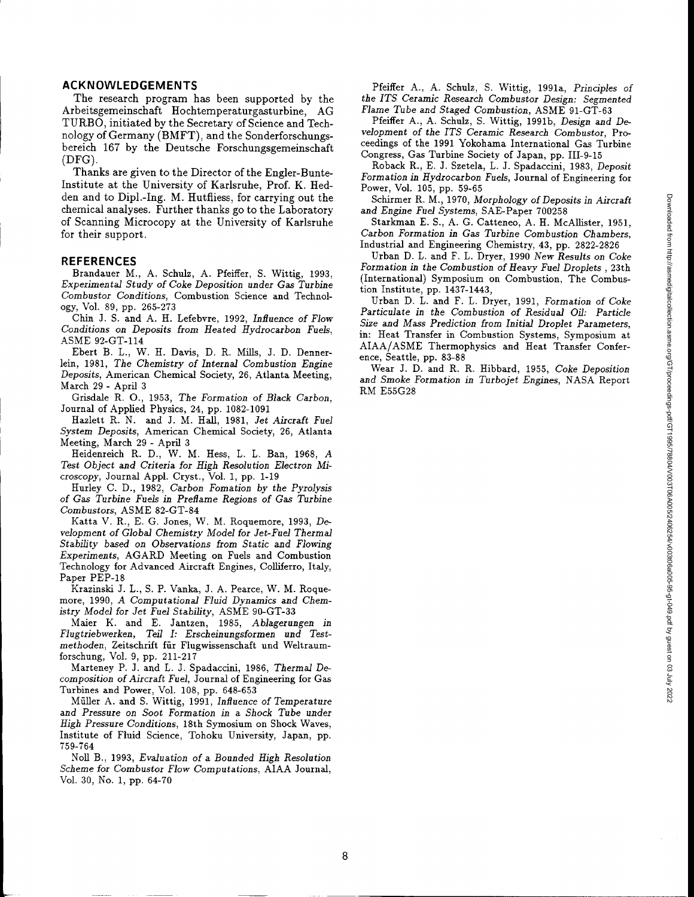## ACKNOWLEDGEMENTS

The research program has been supported by the Arbeitsgemeinschaft Hochtemperaturgasturbine, AG TURBO, initiated by the Secretary of Science and Technology of Germany (BMFT), and the Sonderforschungsbereich 167 by the Deutsche Forschungsgemeinschaft (DFG).

Thanks are given to the Director of the Engler-Bunte-Institute at the University of Karlsruhe, Prof. K. Hedden and to Dipl.-Ing. M. Hutfliess, for carrying out the chemical analyses. Further thanks go to the Laboratory of Scanning Microcopy at the University of Karlsruhe for their support.

## REFERENCES

Brandauer M., A. Schulz, A. Pfeiffer, S. Wittig, 1993, *Experimental Study of Coke Deposition under Gas Turbine Combustor Conditions,* Combustion Science and Technology, Vol. 89, pp. 265-273

Chin J. S. and A. H. Lefebvre, 1992, *Influence of Flow Conditions on Deposits from Heated Hydrocarbon Fuels,* ASME 92-GT-114

Ebert B. L., W. H. Davis, D. R. Mills, J. D. Dennerlein, 1981, *The Chemistry of Internal Combustion Engine Deposits,* American Chemical Society, 26, Atlanta Meeting, March 29 - April 3

Grisdale R. O., 1953, *The Formation of Black Carbon,* Journal of Applied Physics, 24, pp. 1082-1091

Hazlett R. N. and J. M. Hall, 1981, *Jet Aircraft Fuel System Deposits,* American Chemical Society, 26, Atlanta Meeting, March 29 - April 3

Heidenreich R. D., W. M. Hess, L. L. Ban, 1968, *A Test Object and Criteria for High Resolution Electron Microscopy,* Journal Appl. Cryst., Vol. 1, pp. 1-19

Hurley C. D., 1982, *Carbon Fomation by the Pyrolysis of Gas Turbine Fuels in Preflame Regions of Gas Turbine Combustors,* ASME 82-GT-84

Katta V. R., E. G. Jones, W. M. Roquemore, 1993, *Development of Global Chemistry Model for Jet-Fuel Thermal Stability based on Observations from Static and Flowing Experiments,* AGARD Meeting on Fuels and Combustion Technology for Advanced Aircraft Engines, Colliferro, Italy, Paper PEP-18

Krazinski J. L., S. P. Vanka, J. A. Pearce, W. M. Roquemore, 1990, *A Computational Fluid Dynamics and Chemistry Model for Jet Fuel Stability,* ASME 90-GT-33

Maier K. and E. Jantzen, 1985, *Ablagerungen in Flugtriebwerken, Teil I: Erscheinungsformen und Testmethoden,* Zeitschrift für Flugwissenschaft und Weltraumforschung, Vol. 9, pp. 211-217

Marteney P. J. and L. J. Spadaccini, 1986, *Thermal Decomposition of Aircraft Fuel,* Journal of Engineering for Gas Turbines and Power, Vol. 108, pp. 648-653

Müller A. and S. Wittig, 1991, *Influence of Temperature and Pressure on Soot Formation in a Shock Tube under High Pressure Conditions,* 18th Symosium on Shock Waves, Institute of Fluid Science, Tohoku University, Japan, pp. 759-764

Noll B., 1993, *Evaluation of a Bounded High Resolution Scheme for Combustor Flow Computations,* AIAA Journal, Vol. 30, No. 1, pp. 64-70

Pfeiffer A., A. Schulz, S. Wittig, 1991a, *Principles of the ITS Ceramic Research Combustor Design: Segmented Flame Tube and Staged Combustion,* ASME 91-GT-63

Pfeiffer A., A. Schulz, S. Wittig, 1991b, *Design and Development of the ITS Ceramic Research Combustor,* Proceedings of the 1991 Yokohama International Gas Turbine Congress, Gas Turbine Society of Japan, pp. III-9-15

Roback R., E. J. Szetela, L. J. Spadaccini, 1983, *Deposit Formation in Hydrocarbon Fuels,* Journal of Engineering for Power, Vol. 105, pp. 59-65

Schirmer R. M., 1970, *Morphology of Deposits in Aircraft and Engine Fuel Systems,* SAE-Paper 700258

Starkman E. S., A. G. Catteneo, A. H. McAllister, 1951, *Carbon Formation in Gas Turbine Combustion Chambers,* Industrial and Engineering Chemistry, 43, pp. 2822-2826

Urban D. L. and F. L. Dryer, 1990 *New Results on Coke Formation in the Combustion of Heavy Fuel Droplets* , 23th (International) Symposium on Combustion, The Combustion Institute, pp. 1437-1443,

Urban D. L. and F. L. Dryer, 1991, *Formation of Coke Particulate in the Combustion of Residual Oil: Particle Size and Mass Prediction from Initial Droplet Parameters,* in: Heat Transfer in Combustion Systems, Symposium at AIAA/ASME Thermophysics and Heat Transfer Conference, Seattle, pp. 83-88

Wear J. D. and R. R. Hibbard, 1955, *Coke Deposition and Smoke Formation in Turbojet Engines,* NASA Report RM E55G28